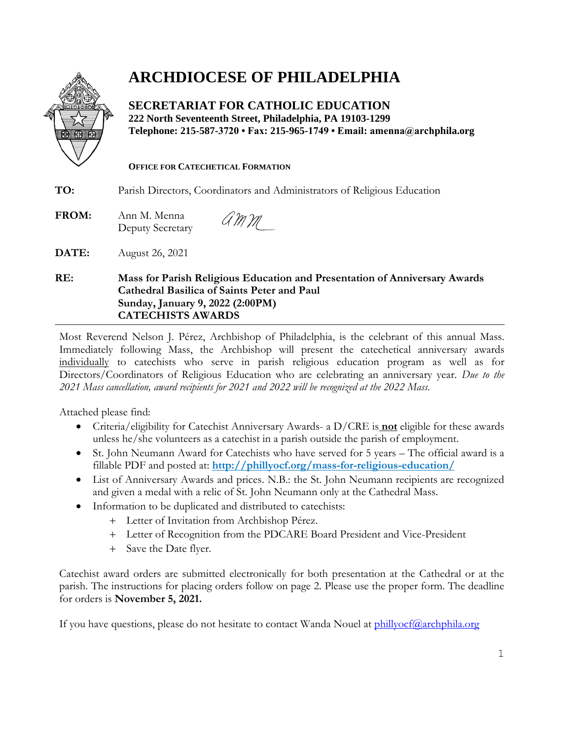# ARCHDIOCESE OF PHILADELPHIA

## SECRETARIAT FOR CATHOLIC EDUCATION

**222 North Seventeenth Street, Philadelphia, PA 19103-1299**
**Telephone: 215-587-3720 • Fax: 215-965-1749 • Email: amenna@archphila.org**

**OFFICE FOR CATECHETICAL FORMATION**

**TO:** Parish Directors, Coordinators and Administrators of Religious Education

**FROM:** Ann M. Menna
Deputy Secretary

**DATE:** August 26, 2021

**RE:** **Mass for Parish Religious Education and Presentation of Anniversary Awards**
**Cathedral Basilica of Saints Peter and Paul**
**Sunday, January 9, 2022 (2:00PM)**
**CATECHISTS AWARDS**

---

Most Reverend Nelson J. Pérez, Archbishop of Philadelphia, is the celebrant of this annual Mass. Immediately following Mass, the Archbishop will present the catechetical anniversary awards individually to catechists who serve in parish religious education program as well as for Directors/Coordinators of Religious Education who are celebrating an anniversary year. *Due to the 2021 Mass cancellation, award recipients for 2021 and 2022 will be recognized at the 2022 Mass.*

Attached please find:

- Criteria/eligibility for Catechist Anniversary Awards- a D/CRE is **not** eligible for these awards unless he/she volunteers as a catechist in a parish outside the parish of employment.
- St. John Neumann Award for Catechists who have served for 5 years – The official award is a fillable PDF and posted at: **http://phillyocf.org/mass-for-religious-education/**
- List of Anniversary Awards and prices. N.B.: the St. John Neumann recipients are recognized and given a medal with a relic of St. John Neumann only at the Cathedral Mass.
- Information to be duplicated and distributed to catechists:
  - + Letter of Invitation from Archbishop Pérez.
  - + Letter of Recognition from the PDCARE Board President and Vice-President
  - + Save the Date flyer.

Catechist award orders are submitted electronically for both presentation at the Cathedral or at the parish. The instructions for placing orders follow on page 2. Please use the proper form. The deadline for orders is **November 5, 2021.**

If you have questions, please do not hesitate to contact Wanda Nouel at phillyocf@archphila.org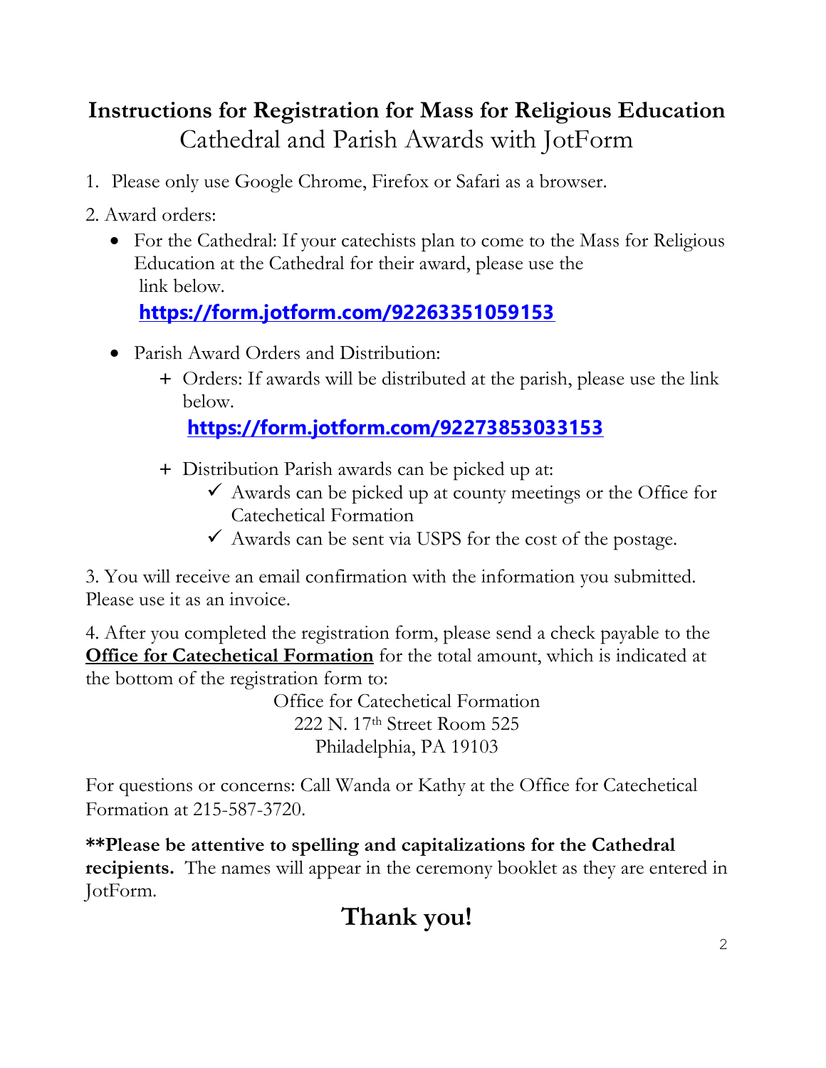# Instructions for Registration for Mass for Religious Education

## Cathedral and Parish Awards with JotForm

1. Please only use Google Chrome, Firefox or Safari as a browser.

2. Award orders:
   - For the Cathedral: If your catechists plan to come to the Mass for Religious Education at the Cathedral for their award, please use the link below.

     **https://form.jotform.com/92263351059153**

   - Parish Award Orders and Distribution:
     - Orders: If awards will be distributed at the parish, please use the link below.

       **https://form.jotform.com/92273853033153**

     - Distribution Parish awards can be picked up at:
       - ✓ Awards can be picked up at county meetings or the Office for Catechetical Formation
       - ✓ Awards can be sent via USPS for the cost of the postage.

3. You will receive an email confirmation with the information you submitted. Please use it as an invoice.

4. After you completed the registration form, please send a check payable to the **Office for Catechetical Formation** for the total amount, which is indicated at the bottom of the registration form to:

Office for Catechetical Formation
222 N. 17th Street Room 525
Philadelphia, PA 19103

For questions or concerns: Call Wanda or Kathy at the Office for Catechetical Formation at 215-587-3720.

****Please be attentive to spelling and capitalizations for the Cathedral recipients.** The names will appear in the ceremony booklet as they are entered in JotForm.

# Thank you!